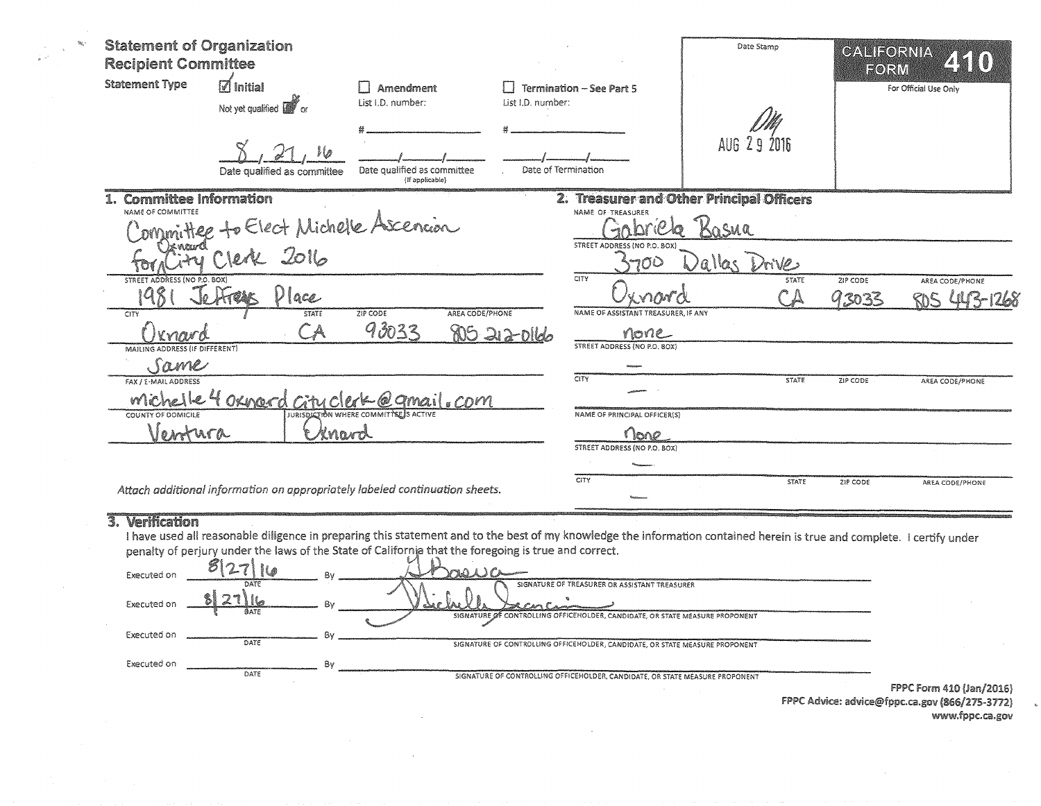# Statement of Organization
## Recipient Committee

**CALIFORNIA FORM 410**

For Official Use Only

Date Stamp: AUG 29 2016

**Statement Type**

- [x] Initial — Not yet qualified [x] or 8/21/16 Date qualified as committee
- [ ] Amendment — List I.D. number: # ________ Date qualified as committee (If applicable) ___/___/___
- [ ] Termination – See Part 5 — List I.D. number: # ________ Date of Termination ___/___/___

## 1. Committee Information

**NAME OF COMMITTEE**
Committee to Elect Michelle Ascencion for Oxnard City Clerk 2016

**STREET ADDRESS (NO P.O. BOX)**
1981 Jeffreys Place

| CITY | STATE | ZIP CODE | AREA CODE/PHONE |
|---|---|---|---|
| Oxnard | CA | 93033 | 805 212-0166 |

**MAILING ADDRESS (IF DIFFERENT)**
Same

**FAX / E-MAIL ADDRESS**
michelle4oxnardcityclerk@gmail.com

| COUNTY OF DOMICILE | JURISDICTION WHERE COMMITTEE IS ACTIVE |
|---|---|
| Ventura | Oxnard |

*Attach additional information on appropriately labeled continuation sheets.*

## 2. Treasurer and Other Principal Officers

**NAME OF TREASURER**
Gabriela Basua

**STREET ADDRESS (NO P.O. BOX)**
3700 Dallas Drive

| CITY | STATE | ZIP CODE | AREA CODE/PHONE |
|---|---|---|---|
| Oxnard | CA | 93033 | 805 443-1268 |

**NAME OF ASSISTANT TREASURER, IF ANY**
none

**STREET ADDRESS (NO P.O. BOX)**
—

| CITY | STATE | ZIP CODE | AREA CODE/PHONE |
|---|---|---|---|
| — | | | |

**NAME OF PRINCIPAL OFFICER(S)**
none

**STREET ADDRESS (NO P.O. BOX)**
—

| CITY | STATE | ZIP CODE | AREA CODE/PHONE |
|---|---|---|---|
| — | | | |

## 3. Verification

I have used all reasonable diligence in preparing this statement and to the best of my knowledge the information contained herein is true and complete. I certify under penalty of perjury under the laws of the State of California that the foregoing is true and correct.

Executed on 8/27/16 (DATE) By [signature] SIGNATURE OF TREASURER OR ASSISTANT TREASURER

Executed on 8/27/16 (DATE) By [signature] SIGNATURE OF CONTROLLING OFFICEHOLDER, CANDIDATE, OR STATE MEASURE PROPONENT

Executed on ________ (DATE) By ________ SIGNATURE OF CONTROLLING OFFICEHOLDER, CANDIDATE, OR STATE MEASURE PROPONENT

Executed on ________ (DATE) By ________ SIGNATURE OF CONTROLLING OFFICEHOLDER, CANDIDATE, OR STATE MEASURE PROPONENT

FPPC Form 410 (Jan/2016)
FPPC Advice: advice@fppc.ca.gov (866/275-3772)
www.fppc.ca.gov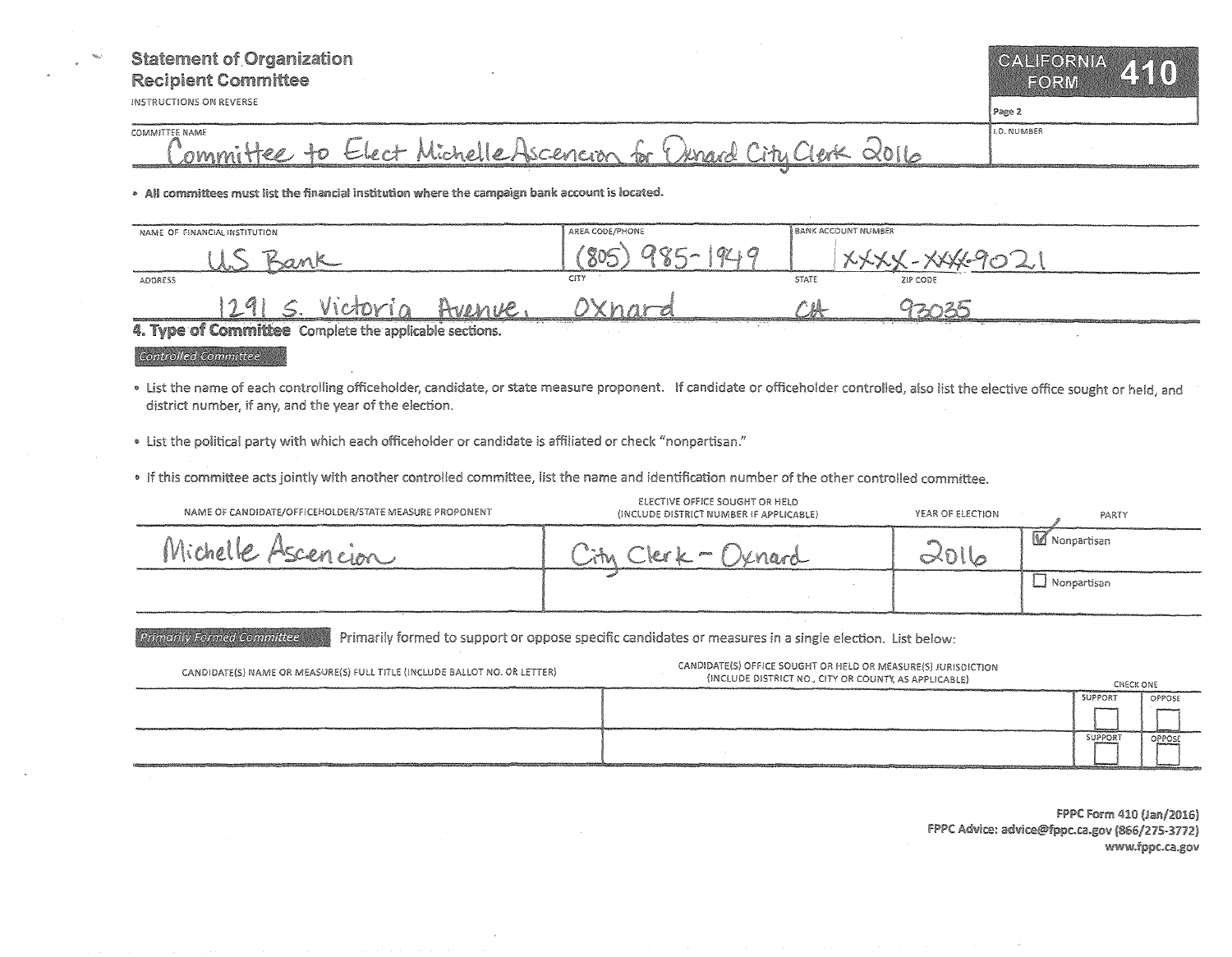# Statement of Organization
## Recipient Committee

INSTRUCTIONS ON REVERSE

**CALIFORNIA FORM 410**

Page 2

| COMMITTEE NAME | I.D. NUMBER |
|---|---|
| Committee to Elect Michelle Ascencion for Oxnard City Clerk 2016 | |

- **All committees must list the financial institution where the campaign bank account is located.**

| NAME OF FINANCIAL INSTITUTION | AREA CODE/PHONE | BANK ACCOUNT NUMBER | |
|---|---|---|---|
| U.S Bank | (805) 985-1949 | XXXX-XXXX-9021 | |
| **ADDRESS** | **CITY** | **STATE** | **ZIP CODE** |
| 1291 S. Victoria Avenue, | Oxnard | CA | 93035 |

### 4. Type of Committee Complete the applicable sections.

*Controlled Committee*

- List the name of each controlling officeholder, candidate, or state measure proponent. If candidate or officeholder controlled, also list the elective office sought or held, and district number, if any, and the year of the election.
- List the political party with which each officeholder or candidate is affiliated or check "nonpartisan."
- If this committee acts jointly with another controlled committee, list the name and identification number of the other controlled committee.

| NAME OF CANDIDATE/OFFICEHOLDER/STATE MEASURE PROPONENT | ELECTIVE OFFICE SOUGHT OR HELD (INCLUDE DISTRICT NUMBER IF APPLICABLE) | YEAR OF ELECTION | PARTY |
|---|---|---|---|
| Michelle Ascencion | City Clerk - Oxnard | 2016 | ☑ Nonpartisan |
| | | | ☐ Nonpartisan |

*Primarily Formed Committee* Primarily formed to support or oppose specific candidates or measures in a single election. List below:

| CANDIDATE(S) NAME OR MEASURE(S) FULL TITLE (INCLUDE BALLOT NO. OR LETTER) | CANDIDATE(S) OFFICE SOUGHT OR HELD OR MEASURE(S) JURISDICTION (INCLUDE DISTRICT NO., CITY OR COUNTY, AS APPLICABLE) | CHECK ONE | |
|---|---|---|---|
| | | ☐ SUPPORT | ☐ OPPOSE |
| | | ☐ SUPPORT | ☐ OPPOSE |

FPPC Form 410 (Jan/2016)
FPPC Advice: advice@fppc.ca.gov (866/275-3772)
www.fppc.ca.gov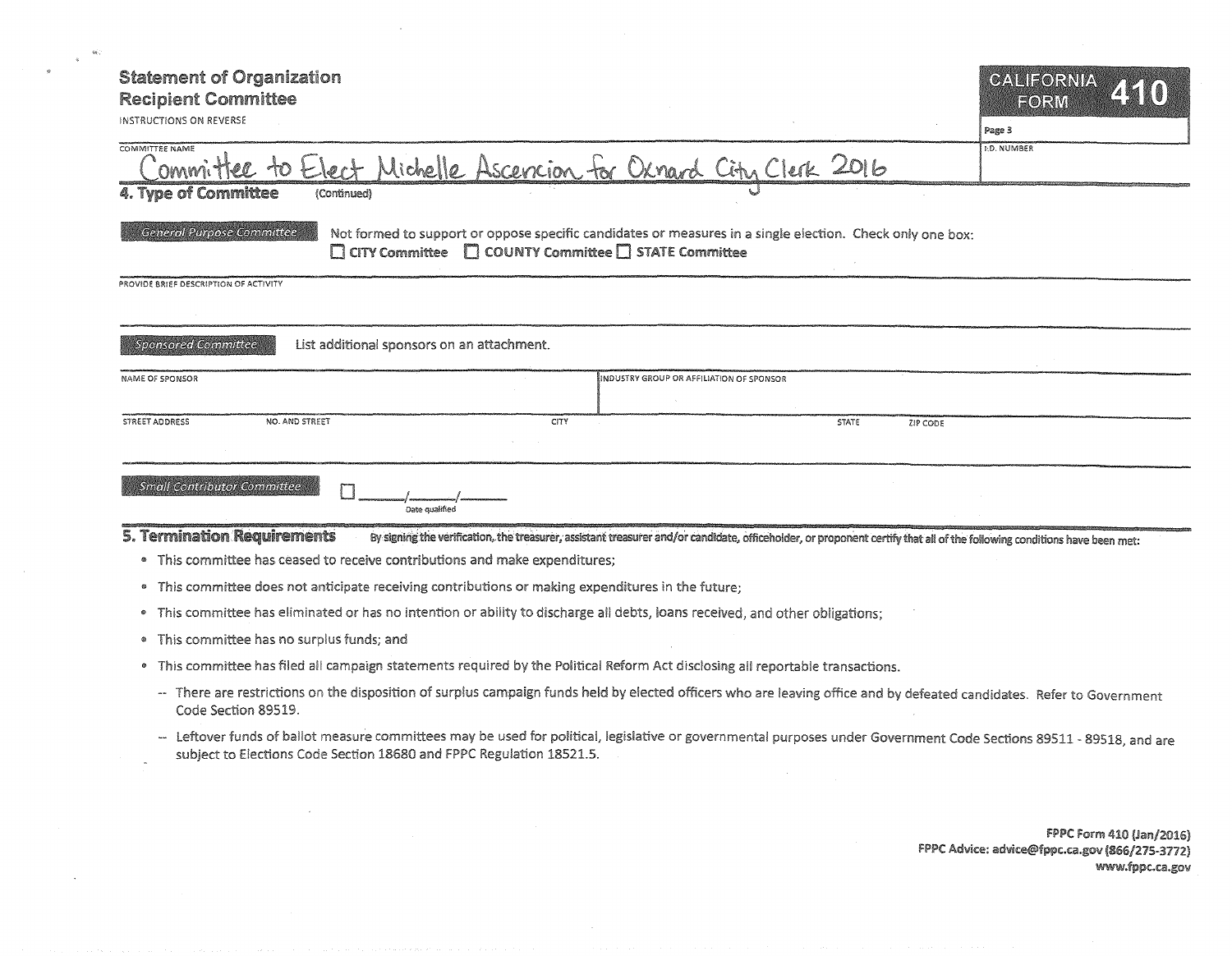# Statement of Organization Recipient Committee

INSTRUCTIONS ON REVERSE

**CALIFORNIA FORM 410**

Page 3

COMMITTEE NAME: Committee to Elect Michelle Ascencion for Oxnard City Clerk 2016

I.D. NUMBER:

## 4. Type of Committee (Continued)

**General Purpose Committee**

Not formed to support or oppose specific candidates or measures in a single election. Check only one box:

☐ CITY Committee ☐ COUNTY Committee ☐ STATE Committee

PROVIDE BRIEF DESCRIPTION OF ACTIVITY

**Sponsored Committee**

List additional sponsors on an attachment.

| NAME OF SPONSOR | INDUSTRY GROUP OR AFFILIATION OF SPONSOR |
|---|---|
| | |

| STREET ADDRESS NO. AND STREET | CITY | STATE | ZIP CODE |
|---|---|---|---|
| | | | |

**Small Contributor Committee**

☐ \_\_\_\_/\_\_\_\_/\_\_\_\_ Date qualified

## 5. Termination Requirements

By signing the verification, the treasurer, assistant treasurer and/or candidate, officeholder, or proponent certify that all of the following conditions have been met:

- This committee has ceased to receive contributions and make expenditures;
- This committee does not anticipate receiving contributions or making expenditures in the future;
- This committee has eliminated or has no intention or ability to discharge all debts, loans received, and other obligations;
- This committee has no surplus funds; and
- This committee has filed all campaign statements required by the Political Reform Act disclosing all reportable transactions.
  - -- There are restrictions on the disposition of surplus campaign funds held by elected officers who are leaving office and by defeated candidates. Refer to Government Code Section 89519.
  - -- Leftover funds of ballot measure committees may be used for political, legislative or governmental purposes under Government Code Sections 89511 - 89518, and are subject to Elections Code Section 18680 and FPPC Regulation 18521.5.

FPPC Form 410 (Jan/2016)
FPPC Advice: advice@fppc.ca.gov (866/275-3772)
www.fppc.ca.gov